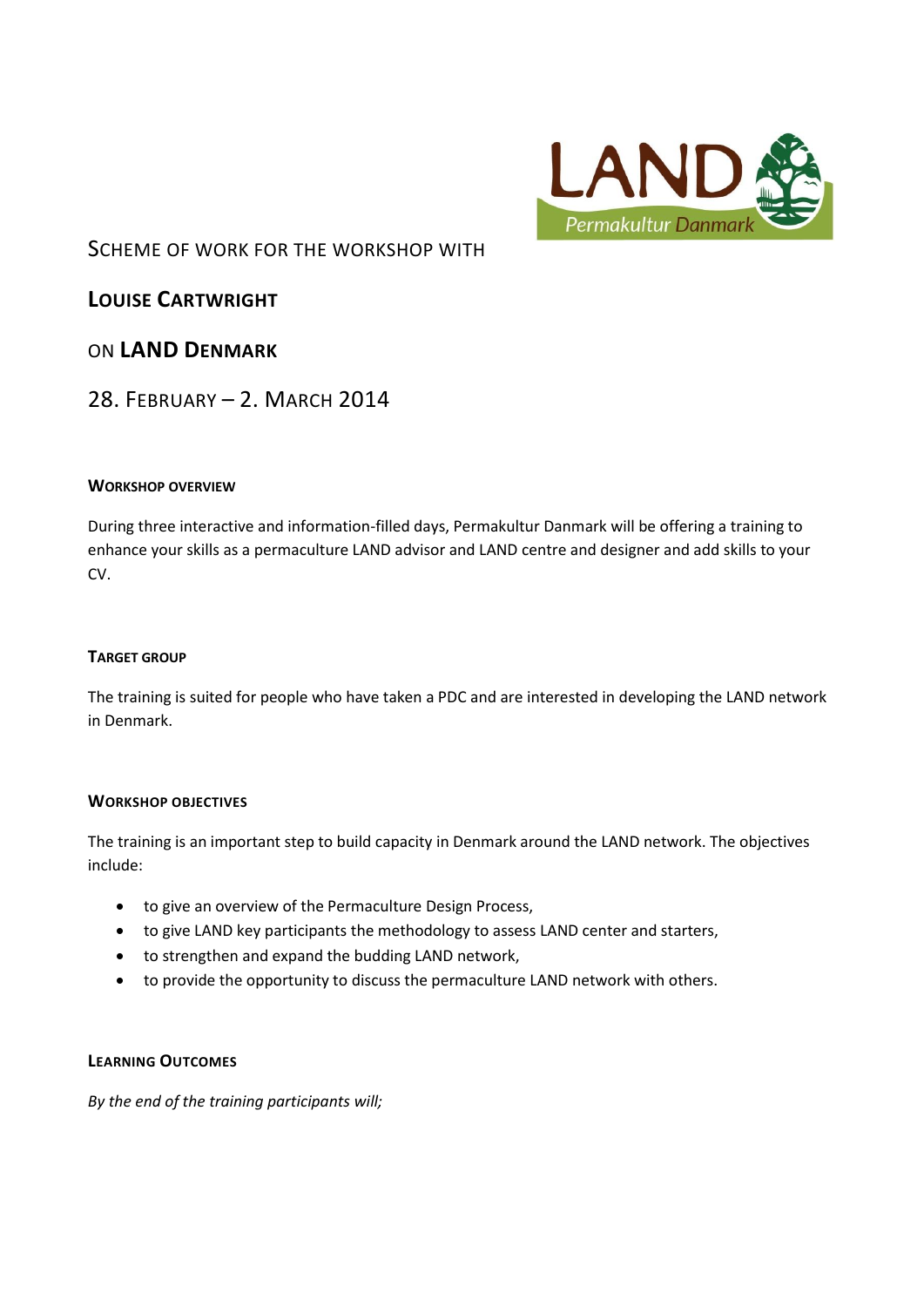# Scheme of work for the workshop with

# Louise Cartwright

# on LAND Denmark

# 28. February – 2. March 2014

## Workshop overview

During three interactive and information-filled days, Permakultur Danmark will be offering a training to enhance your skills as a permaculture LAND advisor and LAND centre and designer and add skills to your CV.

## Target group

The training is suited for people who have taken a PDC and are interested in developing the LAND network in Denmark.

## Workshop objectives

The training is an important step to build capacity in Denmark around the LAND network. The objectives include:

- to give an overview of the Permaculture Design Process,
- to give LAND key participants the methodology to assess LAND center and starters,
- to strengthen and expand the budding LAND network,
- to provide the opportunity to discuss the permaculture LAND network with others.

## Learning Outcomes

*By the end of the training participants will;*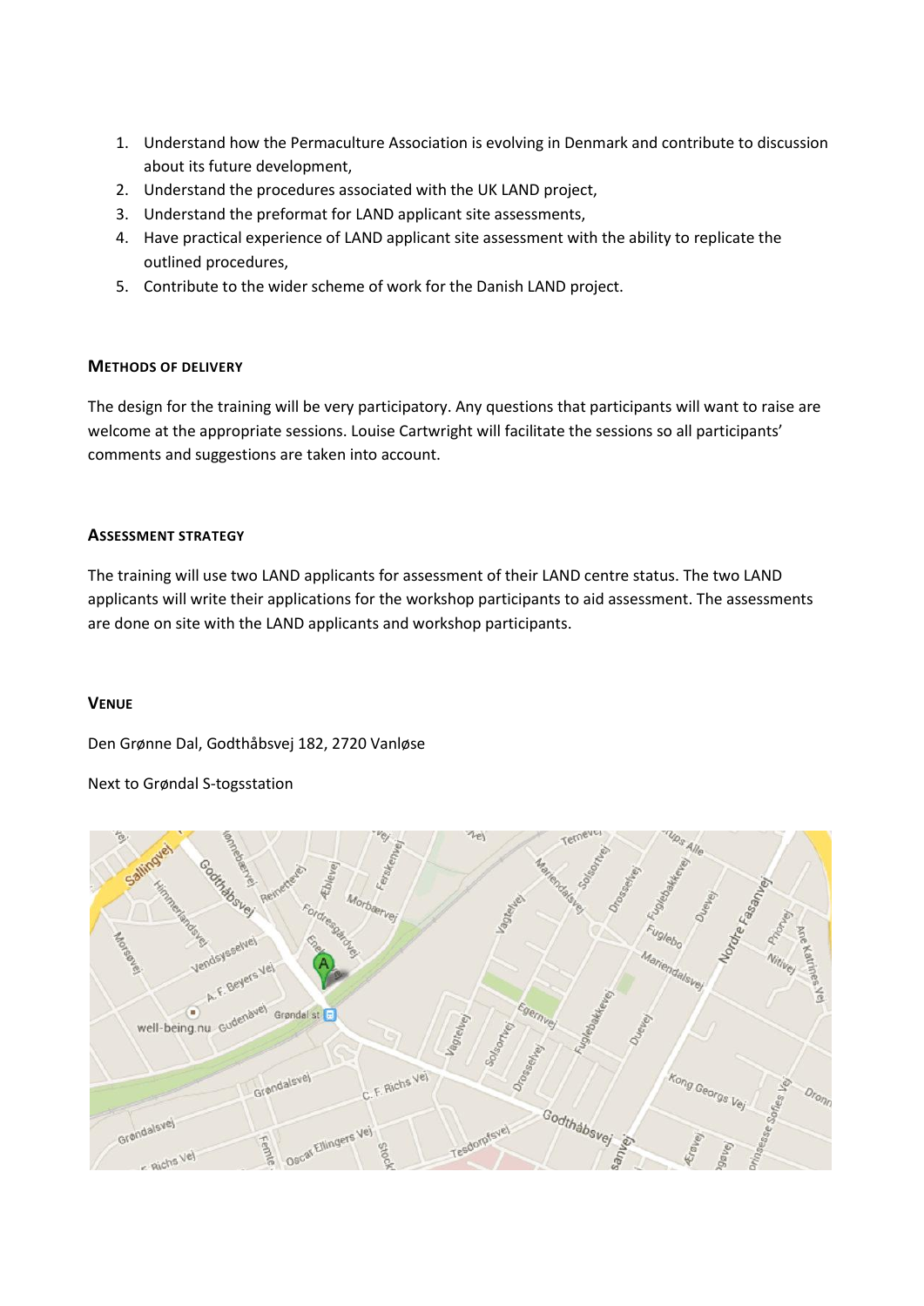1. Understand how the Permaculture Association is evolving in Denmark and contribute to discussion about its future development,
2. Understand the procedures associated with the UK LAND project,
3. Understand the preformat for LAND applicant site assessments,
4. Have practical experience of LAND applicant site assessment with the ability to replicate the outlined procedures,
5. Contribute to the wider scheme of work for the Danish LAND project.

## Methods of Delivery

The design for the training will be very participatory. Any questions that participants will want to raise are welcome at the appropriate sessions. Louise Cartwright will facilitate the sessions so all participants' comments and suggestions are taken into account.

## Assessment Strategy

The training will use two LAND applicants for assessment of their LAND centre status. The two LAND applicants will write their applications for the workshop participants to aid assessment. The assessments are done on site with the LAND applicants and workshop participants.

## Venue

Den Grønne Dal, Godthåbsvej 182, 2720 Vanløse

Next to Grøndal S-togsstation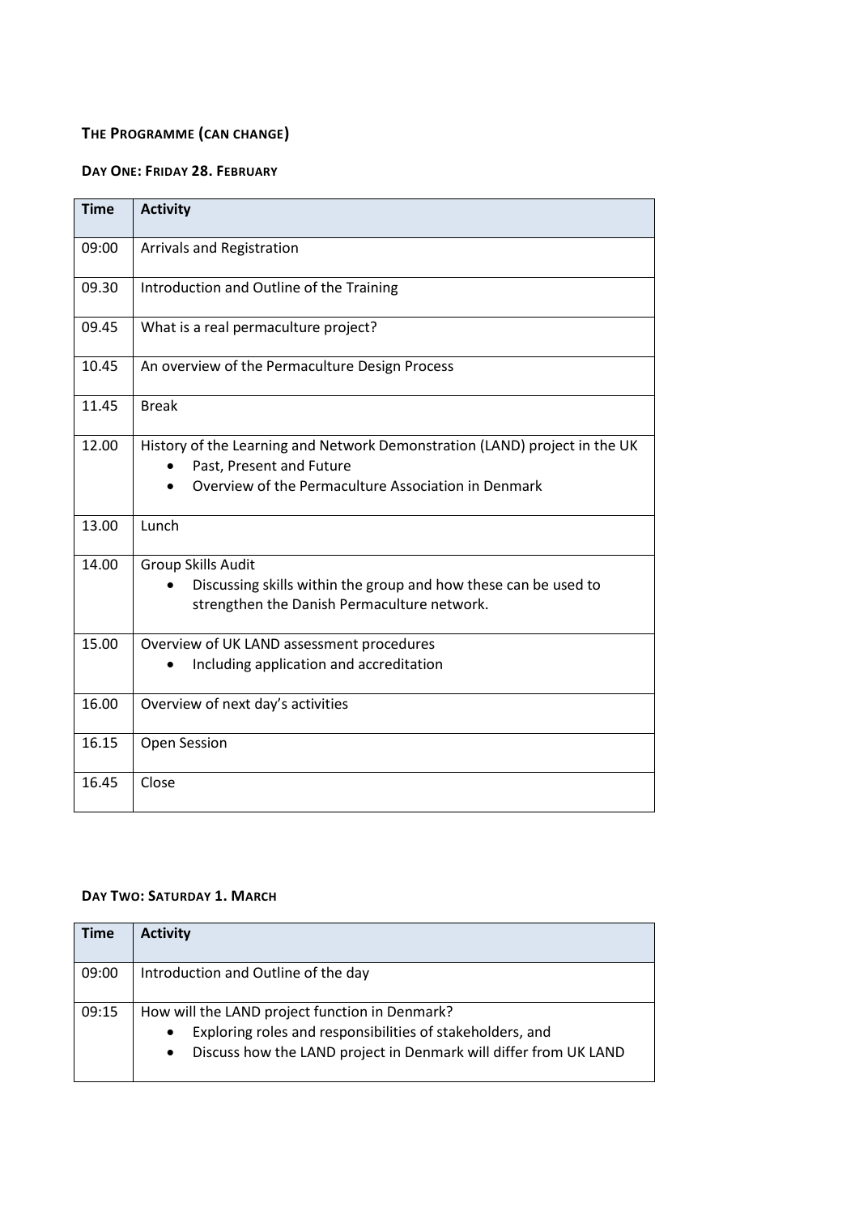### The Programme (can change)

#### Day One: Friday 28. February

| Time | Activity |
|---|---|
| 09:00 | Arrivals and Registration |
| 09.30 | Introduction and Outline of the Training |
| 09.45 | What is a real permaculture project? |
| 10.45 | An overview of the Permaculture Design Process |
| 11.45 | Break |
| 12.00 | History of the Learning and Network Demonstration (LAND) project in the UK<br>• Past, Present and Future<br>• Overview of the Permaculture Association in Denmark |
| 13.00 | Lunch |
| 14.00 | Group Skills Audit<br>• Discussing skills within the group and how these can be used to strengthen the Danish Permaculture network. |
| 15.00 | Overview of UK LAND assessment procedures<br>• Including application and accreditation |
| 16.00 | Overview of next day's activities |
| 16.15 | Open Session |
| 16.45 | Close |

#### Day Two: Saturday 1. March

| Time | Activity |
|---|---|
| 09:00 | Introduction and Outline of the day |
| 09:15 | How will the LAND project function in Denmark?<br>• Exploring roles and responsibilities of stakeholders, and<br>• Discuss how the LAND project in Denmark will differ from UK LAND |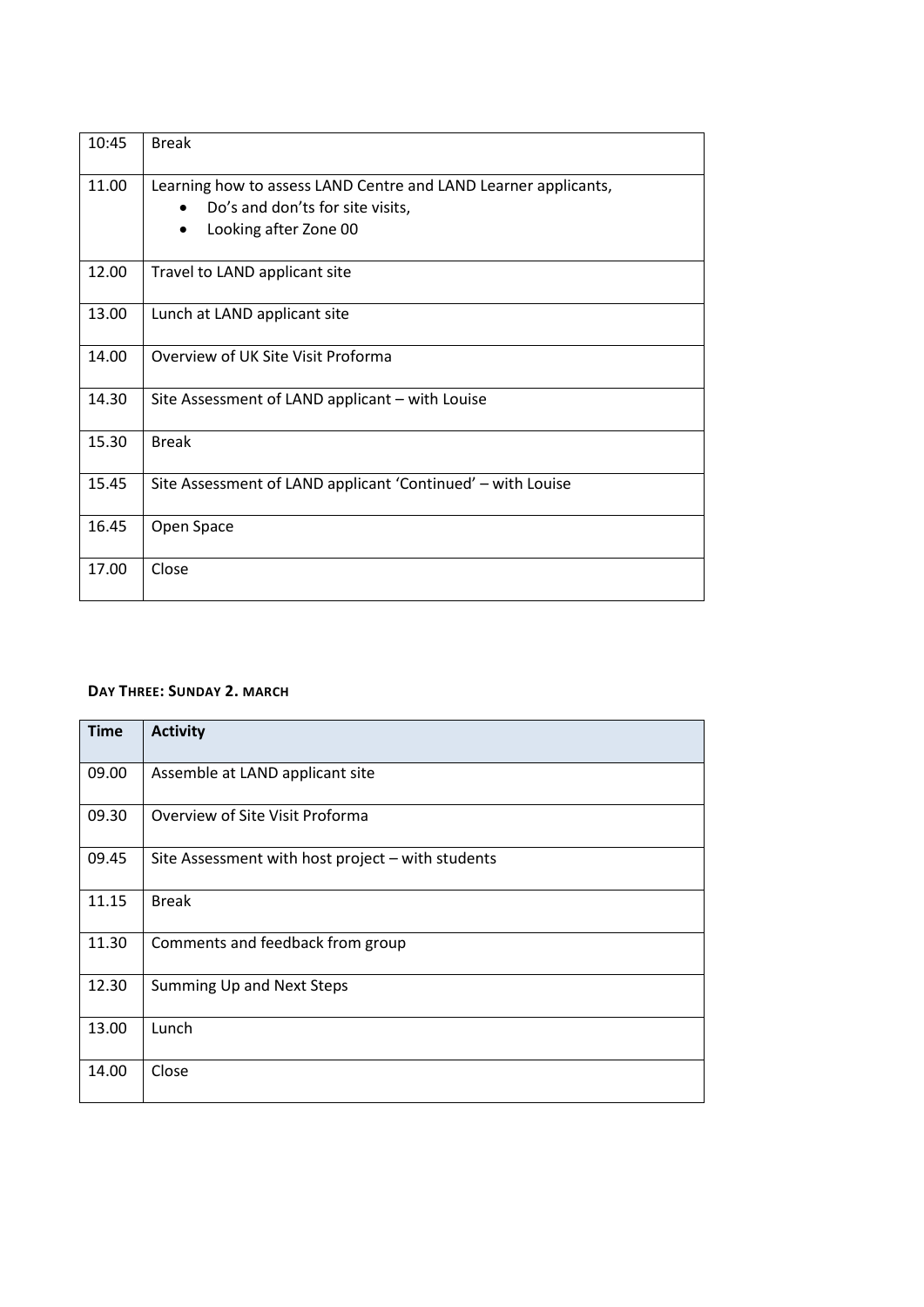| | |
|---|---|
| 10:45 | Break |
| 11.00 | Learning how to assess LAND Centre and LAND Learner applicants,<br>• Do's and don'ts for site visits,<br>• Looking after Zone 00 |
| 12.00 | Travel to LAND applicant site |
| 13.00 | Lunch at LAND applicant site |
| 14.00 | Overview of UK Site Visit Proforma |
| 14.30 | Site Assessment of LAND applicant – with Louise |
| 15.30 | Break |
| 15.45 | Site Assessment of LAND applicant 'Continued' – with Louise |
| 16.45 | Open Space |
| 17.00 | Close |

**DAY THREE: SUNDAY 2. MARCH**

| Time | Activity |
|---|---|
| 09.00 | Assemble at LAND applicant site |
| 09.30 | Overview of Site Visit Proforma |
| 09.45 | Site Assessment with host project – with students |
| 11.15 | Break |
| 11.30 | Comments and feedback from group |
| 12.30 | Summing Up and Next Steps |
| 13.00 | Lunch |
| 14.00 | Close |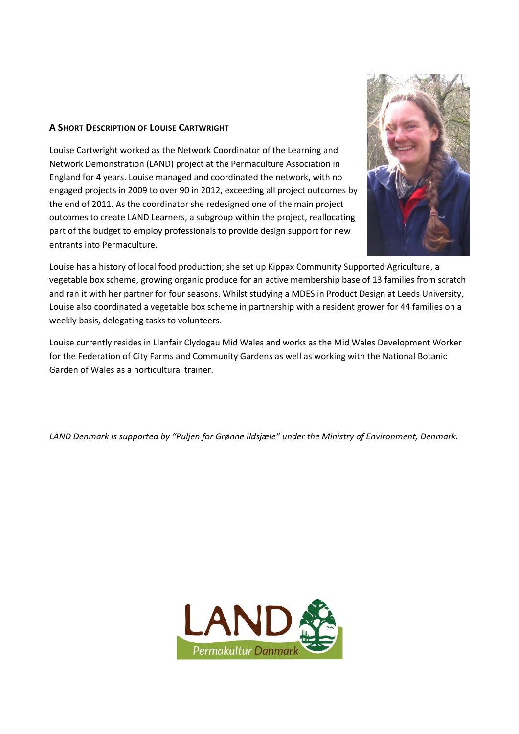### A Short Description of Louise Cartwright

Louise Cartwright worked as the Network Coordinator of the Learning and Network Demonstration (LAND) project at the Permaculture Association in England for 4 years. Louise managed and coordinated the network, with no engaged projects in 2009 to over 90 in 2012, exceeding all project outcomes by the end of 2011. As the coordinator she redesigned one of the main project outcomes to create LAND Learners, a subgroup within the project, reallocating part of the budget to employ professionals to provide design support for new entrants into Permaculture.

Louise has a history of local food production; she set up Kippax Community Supported Agriculture, a vegetable box scheme, growing organic produce for an active membership base of 13 families from scratch and ran it with her partner for four seasons. Whilst studying a MDES in Product Design at Leeds University, Louise also coordinated a vegetable box scheme in partnership with a resident grower for 44 families on a weekly basis, delegating tasks to volunteers.

Louise currently resides in Llanfair Clydogau Mid Wales and works as the Mid Wales Development Worker for the Federation of City Farms and Community Gardens as well as working with the National Botanic Garden of Wales as a horticultural trainer.

*LAND Denmark is supported by "Puljen for Grønne Ildsjæle" under the Ministry of Environment, Denmark.*

LAND Permakultur Danmark